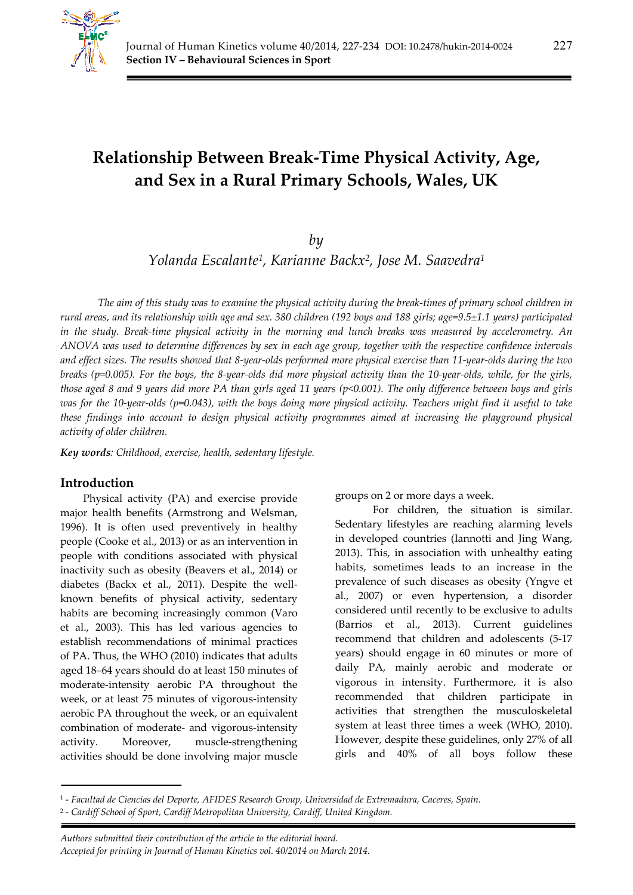# Relationship Between Break-Time Physical Activity, Age, and Sex in a Rural Primary Schools, Wales, UK

*by*

*Yolanda Escalante[1], Karianne Backx[2], Jose M. Saavedra[1]*

*The aim of this study was to examine the physical activity during the break-times of primary school children in rural areas, and its relationship with age and sex. 380 children (192 boys and 188 girls; age=9.5±1.1 years) participated in the study. Break-time physical activity in the morning and lunch breaks was measured by accelerometry. An ANOVA was used to determine differences by sex in each age group, together with the respective confidence intervals and effect sizes. The results showed that 8-year-olds performed more physical exercise than 11-year-olds during the two breaks (p=0.005). For the boys, the 8-year-olds did more physical activity than the 10-year-olds, while, for the girls, those aged 8 and 9 years did more PA than girls aged 11 years (p<0.001). The only difference between boys and girls was for the 10-year-olds (p=0.043), with the boys doing more physical activity. Teachers might find it useful to take these findings into account to design physical activity programmes aimed at increasing the playground physical activity of older children.*

***Key words**: Childhood, exercise, health, sedentary lifestyle.*

## Introduction

Physical activity (PA) and exercise provide major health benefits (Armstrong and Welsman, 1996). It is often used preventively in healthy people (Cooke et al., 2013) or as an intervention in people with conditions associated with physical inactivity such as obesity (Beavers et al., 2014) or diabetes (Backx et al., 2011). Despite the well-known benefits of physical activity, sedentary habits are becoming increasingly common (Varo et al., 2003). This has led various agencies to establish recommendations of minimal practices of PA. Thus, the WHO (2010) indicates that adults aged 18–64 years should do at least 150 minutes of moderate-intensity aerobic PA throughout the week, or at least 75 minutes of vigorous-intensity aerobic PA throughout the week, or an equivalent combination of moderate- and vigorous-intensity activity. Moreover, muscle-strengthening activities should be done involving major muscle groups on 2 or more days a week.

For children, the situation is similar. Sedentary lifestyles are reaching alarming levels in developed countries (Iannotti and Jing Wang, 2013). This, in association with unhealthy eating habits, sometimes leads to an increase in the prevalence of such diseases as obesity (Yngve et al., 2007) or even hypertension, a disorder considered until recently to be exclusive to adults (Barrios et al., 2013). Current guidelines recommend that children and adolescents (5-17 years) should engage in 60 minutes or more of daily PA, mainly aerobic and moderate or vigorous in intensity. Furthermore, it is also recommended that children participate in activities that strengthen the musculoskeletal system at least three times a week (WHO, 2010). However, despite these guidelines, only 27% of all girls and 40% of all boys follow these

[1] - *Facultad de Ciencias del Deporte, AFIDES Research Group, Universidad de Extremadura, Caceres, Spain.*

[2] - *Cardiff School of Sport, Cardiff Metropolitan University, Cardiff, United Kingdom.*

*Authors submitted their contribution of the article to the editorial board.*
*Accepted for printing in Journal of Human Kinetics vol. 40/2014 on March 2014.*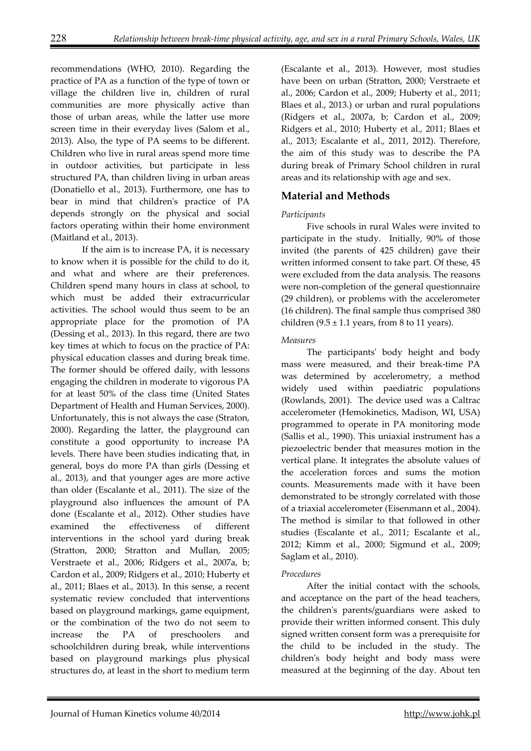recommendations (WHO, 2010). Regarding the practice of PA as a function of the type of town or village the children live in, children of rural communities are more physically active than those of urban areas, while the latter use more screen time in their everyday lives (Salom et al., 2013). Also, the type of PA seems to be different. Children who live in rural areas spend more time in outdoor activities, but participate in less structured PA, than children living in urban areas (Donatiello et al., 2013). Furthermore, one has to bear in mind that children's practice of PA depends strongly on the physical and social factors operating within their home environment (Maitland et al., 2013).

If the aim is to increase PA, it is necessary to know when it is possible for the child to do it, and what and where are their preferences. Children spend many hours in class at school, to which must be added their extracurricular activities. The school would thus seem to be an appropriate place for the promotion of PA (Dessing et al., 2013). In this regard, there are two key times at which to focus on the practice of PA: physical education classes and during break time. The former should be offered daily, with lessons engaging the children in moderate to vigorous PA for at least 50% of the class time (United States Department of Health and Human Services, 2000). Unfortunately, this is not always the case (Straton, 2000). Regarding the latter, the playground can constitute a good opportunity to increase PA levels. There have been studies indicating that, in general, boys do more PA than girls (Dessing et al., 2013), and that younger ages are more active than older (Escalante et al., 2011). The size of the playground also influences the amount of PA done (Escalante et al., 2012). Other studies have examined the effectiveness of different interventions in the school yard during break (Stratton, 2000; Stratton and Mullan, 2005; Verstraete et al., 2006; Ridgers et al., 2007a, b; Cardon et al., 2009; Ridgers et al., 2010; Huberty et al., 2011; Blaes et al., 2013). In this sense, a recent systematic review concluded that interventions based on playground markings, game equipment, or the combination of the two do not seem to increase the PA of preschoolers and schoolchildren during break, while interventions based on playground markings plus physical structures do, at least in the short to medium term (Escalante et al., 2013). However, most studies have been on urban (Stratton, 2000; Verstraete et al., 2006; Cardon et al., 2009; Huberty et al., 2011; Blaes et al., 2013.) or urban and rural populations (Ridgers et al., 2007a, b; Cardon et al., 2009; Ridgers et al., 2010; Huberty et al., 2011; Blaes et al., 2013; Escalante et al., 2011, 2012). Therefore, the aim of this study was to describe the PA during break of Primary School children in rural areas and its relationship with age and sex.

## Material and Methods

### *Participants*

Five schools in rural Wales were invited to participate in the study. Initially, 90% of those invited (the parents of 425 children) gave their written informed consent to take part. Of these, 45 were excluded from the data analysis. The reasons were non-completion of the general questionnaire (29 children), or problems with the accelerometer (16 children). The final sample thus comprised 380 children ($9.5 \pm 1.1$ years, from 8 to 11 years).

### *Measures*

The participants' body height and body mass were measured, and their break-time PA was determined by accelerometry, a method widely used within paediatric populations (Rowlands, 2001). The device used was a Caltrac accelerometer (Hemokinetics, Madison, WI, USA) programmed to operate in PA monitoring mode (Sallis et al., 1990). This uniaxial instrument has a piezoelectric bender that measures motion in the vertical plane. It integrates the absolute values of the acceleration forces and sums the motion counts. Measurements made with it have been demonstrated to be strongly correlated with those of a triaxial accelerometer (Eisenmann et al., 2004). The method is similar to that followed in other studies (Escalante et al., 2011; Escalante et al., 2012; Kimm et al., 2000; Sigmund et al., 2009; Saglam et al., 2010).

### *Procedures*

After the initial contact with the schools, and acceptance on the part of the head teachers, the children's parents/guardians were asked to provide their written informed consent. This duly signed written consent form was a prerequisite for the child to be included in the study. The children's body height and body mass were measured at the beginning of the day. About ten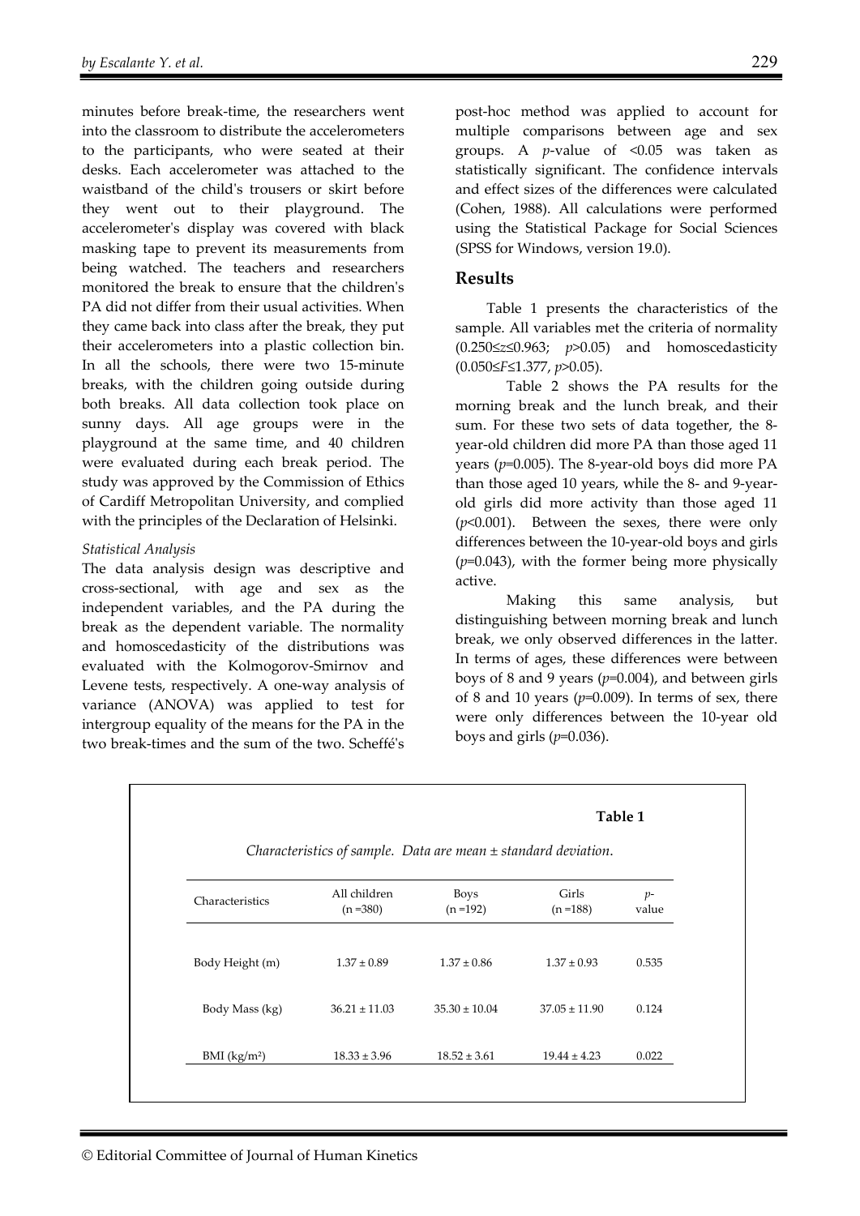minutes before break-time, the researchers went into the classroom to distribute the accelerometers to the participants, who were seated at their desks. Each accelerometer was attached to the waistband of the child's trousers or skirt before they went out to their playground. The accelerometer's display was covered with black masking tape to prevent its measurements from being watched. The teachers and researchers monitored the break to ensure that the children's PA did not differ from their usual activities. When they came back into class after the break, they put their accelerometers into a plastic collection bin. In all the schools, there were two 15-minute breaks, with the children going outside during both breaks. All data collection took place on sunny days. All age groups were in the playground at the same time, and 40 children were evaluated during each break period. The study was approved by the Commission of Ethics of Cardiff Metropolitan University, and complied with the principles of the Declaration of Helsinki.

*Statistical Analysis*

The data analysis design was descriptive and cross-sectional, with age and sex as the independent variables, and the PA during the break as the dependent variable. The normality and homoscedasticity of the distributions was evaluated with the Kolmogorov-Smirnov and Levene tests, respectively. A one-way analysis of variance (ANOVA) was applied to test for intergroup equality of the means for the PA in the two break-times and the sum of the two. Scheffé's post-hoc method was applied to account for multiple comparisons between age and sex groups. A $p$-value of <0.05 was taken as statistically significant. The confidence intervals and effect sizes of the differences were calculated (Cohen, 1988). All calculations were performed using the Statistical Package for Social Sciences (SPSS for Windows, version 19.0).

## Results

Table 1 presents the characteristics of the sample. All variables met the criteria of normality ($0.250 \leq z \leq 0.963$; $p>0.05$) and homoscedasticity ($0.050 \leq F \leq 1.377$, $p>0.05$).

Table 2 shows the PA results for the morning break and the lunch break, and their sum. For these two sets of data together, the 8-year-old children did more PA than those aged 11 years ($p=0.005$). The 8-year-old boys did more PA than those aged 10 years, while the 8- and 9-year-old girls did more activity than those aged 11 ($p<0.001$). Between the sexes, there were only differences between the 10-year-old boys and girls ($p=0.043$), with the former being more physically active.

Making this same analysis, but distinguishing between morning break and lunch break, we only observed differences in the latter. In terms of ages, these differences were between boys of 8 and 9 years ($p=0.004$), and between girls of 8 and 10 years ($p=0.009$). In terms of sex, there were only differences between the 10-year old boys and girls ($p=0.036$).

**Table 1**

*Characteristics of sample. Data are mean ± standard deviation.*

| Characteristics | All children (n =380) | Boys (n =192) | Girls (n =188) | $p$-value |
|---|---|---|---|---|
| Body Height (m) | 1.37 ± 0.89 | 1.37 ± 0.86 | 1.37 ± 0.93 | 0.535 |
| Body Mass (kg) | 36.21 ± 11.03 | 35.30 ± 10.04 | 37.05 ± 11.90 | 0.124 |
| BMI (kg/m²) | 18.33 ± 3.96 | 18.52 ± 3.61 | 19.44 ± 4.23 | 0.022 |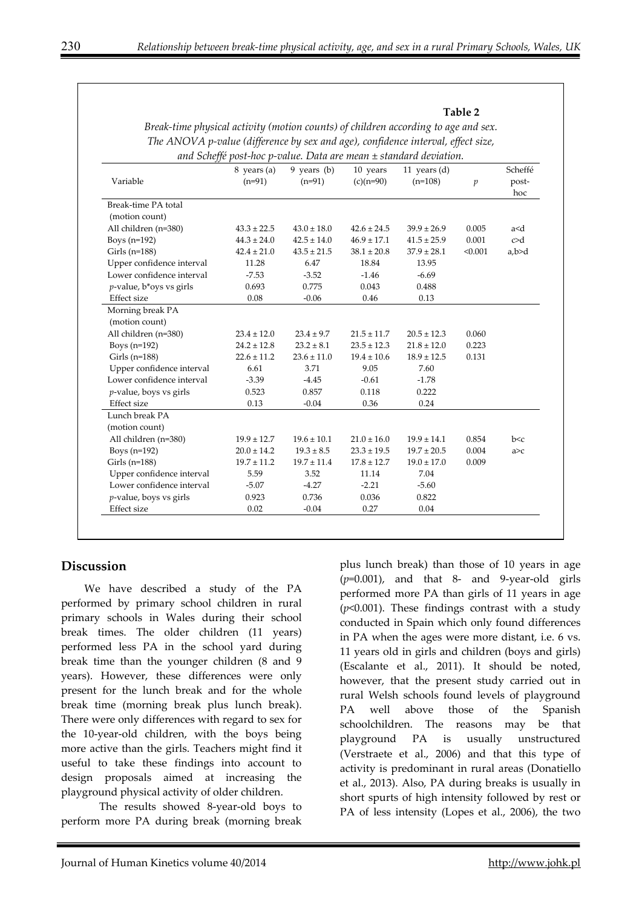**Table 2**

*Break-time physical activity (motion counts) of children according to age and sex. The ANOVA p-value (difference by sex and age), confidence interval, effect size, and Scheffé post-hoc p-value. Data are mean ± standard deviation.*

| Variable | 8 years (a) (n=91) | 9 years (b) (n=91) | 10 years (c)(n=90) | 11 years (d) (n=108) | *p* | Scheffé post-hoc |
|---|---|---|---|---|---|---|
| Break-time PA total (motion count) | | | | | | |
| All children (n=380) | 43.3 ± 22.5 | 43.0 ± 18.0 | 42.6 ± 24.5 | 39.9 ± 26.9 | 0.005 | a<d |
| Boys (n=192) | 44.3 ± 24.0 | 42.5 ± 14.0 | 46.9 ± 17.1 | 41.5 ± 25.9 | 0.001 | c>d |
| Girls (n=188) | 42.4 ± 21.0 | 43.5 ± 21.5 | 38.1 ± 20.8 | 37.9 ± 28.1 | <0.001 | a,b>d |
| Upper confidence interval | 11.28 | 6.47 | 18.84 | 13.95 | | |
| Lower confidence interval | -7.53 | -3.52 | -1.46 | -6.69 | | |
| *p*-value, b*oys vs girls | 0.693 | 0.775 | 0.043 | 0.488 | | |
| Effect size | 0.08 | -0.06 | 0.46 | 0.13 | | |
| Morning break PA (motion count) | | | | | | |
| All children (n=380) | 23.4 ± 12.0 | 23.4 ± 9.7 | 21.5 ± 11.7 | 20.5 ± 12.3 | 0.060 | |
| Boys (n=192) | 24.2 ± 12.8 | 23.2 ± 8.1 | 23.5 ± 12.3 | 21.8 ± 12.0 | 0.223 | |
| Girls (n=188) | 22.6 ± 11.2 | 23.6 ± 11.0 | 19.4 ± 10.6 | 18.9 ± 12.5 | 0.131 | |
| Upper confidence interval | 6.61 | 3.71 | 9.05 | 7.60 | | |
| Lower confidence interval | -3.39 | -4.45 | -0.61 | -1.78 | | |
| *p*-value, boys vs girls | 0.523 | 0.857 | 0.118 | 0.222 | | |
| Effect size | 0.13 | -0.04 | 0.36 | 0.24 | | |
| Lunch break PA (motion count) | | | | | | |
| All children (n=380) | 19.9 ± 12.7 | 19.6 ± 10.1 | 21.0 ± 16.0 | 19.9 ± 14.1 | 0.854 | b<c |
| Boys (n=192) | 20.0 ± 14.2 | 19.3 ± 8.5 | 23.3 ± 19.5 | 19.7 ± 20.5 | 0.004 | a>c |
| Girls (n=188) | 19.7 ± 11.2 | 19.7 ± 11.4 | 17.8 ± 12.7 | 19.0 ± 17.0 | 0.009 | |
| Upper confidence interval | 5.59 | 3.52 | 11.14 | 7.04 | | |
| Lower confidence interval | -5.07 | -4.27 | -2.21 | -5.60 | | |
| *p*-value, boys vs girls | 0.923 | 0.736 | 0.036 | 0.822 | | |
| Effect size | 0.02 | -0.04 | 0.27 | 0.04 | | |

## Discussion

We have described a study of the PA performed by primary school children in rural primary schools in Wales during their school break times. The older children (11 years) performed less PA in the school yard during break time than the younger children (8 and 9 years). However, these differences were only present for the lunch break and for the whole break time (morning break plus lunch break). There were only differences with regard to sex for the 10-year-old children, with the boys being more active than the girls. Teachers might find it useful to take these findings into account to design proposals aimed at increasing the playground physical activity of older children.

The results showed 8-year-old boys to perform more PA during break (morning break plus lunch break) than those of 10 years in age ($p$=0.001), and that 8- and 9-year-old girls performed more PA than girls of 11 years in age ($p$<0.001). These findings contrast with a study conducted in Spain which only found differences in PA when the ages were more distant, i.e. 6 vs. 11 years old in girls and children (boys and girls) (Escalante et al., 2011). It should be noted, however, that the present study carried out in rural Welsh schools found levels of playground PA well above those of the Spanish schoolchildren. The reasons may be that playground PA is usually unstructured (Verstraete et al., 2006) and that this type of activity is predominant in rural areas (Donatiello et al., 2013). Also, PA during breaks is usually in short spurts of high intensity followed by rest or PA of less intensity (Lopes et al., 2006), the two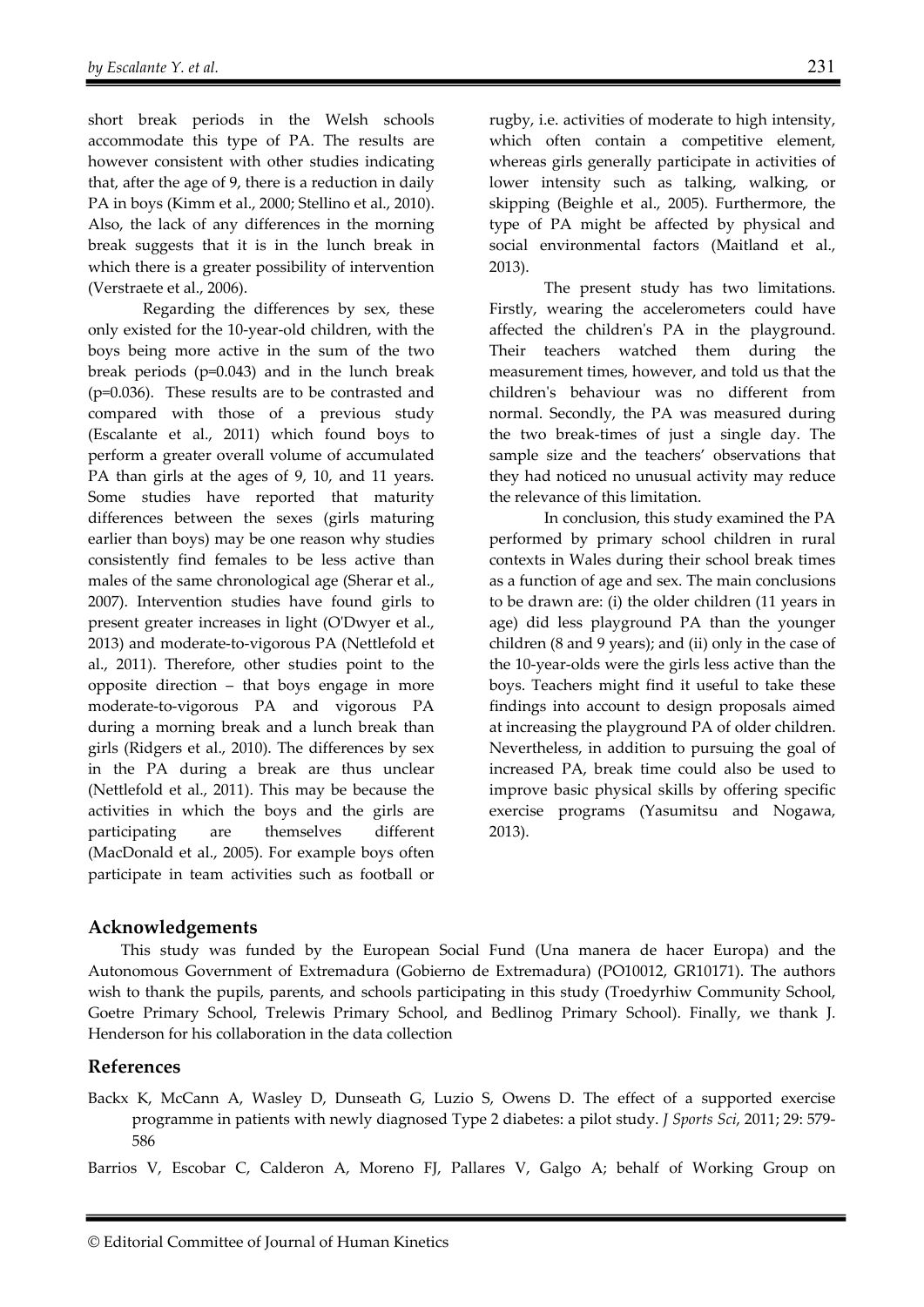short break periods in the Welsh schools accommodate this type of PA. The results are however consistent with other studies indicating that, after the age of 9, there is a reduction in daily PA in boys (Kimm et al., 2000; Stellino et al., 2010). Also, the lack of any differences in the morning break suggests that it is in the lunch break in which there is a greater possibility of intervention (Verstraete et al., 2006).

Regarding the differences by sex, these only existed for the 10-year-old children, with the boys being more active in the sum of the two break periods (p=0.043) and in the lunch break (p=0.036). These results are to be contrasted and compared with those of a previous study (Escalante et al., 2011) which found boys to perform a greater overall volume of accumulated PA than girls at the ages of 9, 10, and 11 years. Some studies have reported that maturity differences between the sexes (girls maturing earlier than boys) may be one reason why studies consistently find females to be less active than males of the same chronological age (Sherar et al., 2007). Intervention studies have found girls to present greater increases in light (O'Dwyer et al., 2013) and moderate-to-vigorous PA (Nettlefold et al., 2011). Therefore, other studies point to the opposite direction – that boys engage in more moderate-to-vigorous PA and vigorous PA during a morning break and a lunch break than girls (Ridgers et al., 2010). The differences by sex in the PA during a break are thus unclear (Nettlefold et al., 2011). This may be because the activities in which the boys and the girls are participating are themselves different (MacDonald et al., 2005). For example boys often participate in team activities such as football or rugby, i.e. activities of moderate to high intensity, which often contain a competitive element, whereas girls generally participate in activities of lower intensity such as talking, walking, or skipping (Beighle et al., 2005). Furthermore, the type of PA might be affected by physical and social environmental factors (Maitland et al., 2013).

The present study has two limitations. Firstly, wearing the accelerometers could have affected the children's PA in the playground. Their teachers watched them during the measurement times, however, and told us that the children's behaviour was no different from normal. Secondly, the PA was measured during the two break-times of just a single day. The sample size and the teachers' observations that they had noticed no unusual activity may reduce the relevance of this limitation.

In conclusion, this study examined the PA performed by primary school children in rural contexts in Wales during their school break times as a function of age and sex. The main conclusions to be drawn are: (i) the older children (11 years in age) did less playground PA than the younger children (8 and 9 years); and (ii) only in the case of the 10-year-olds were the girls less active than the boys. Teachers might find it useful to take these findings into account to design proposals aimed at increasing the playground PA of older children. Nevertheless, in addition to pursuing the goal of increased PA, break time could also be used to improve basic physical skills by offering specific exercise programs (Yasumitsu and Nogawa, 2013).

## Acknowledgements

This study was funded by the European Social Fund (Una manera de hacer Europa) and the Autonomous Government of Extremadura (Gobierno de Extremadura) (PO10012, GR10171). The authors wish to thank the pupils, parents, and schools participating in this study (Troedyrhiw Community School, Goetre Primary School, Trelewis Primary School, and Bedlinog Primary School). Finally, we thank J. Henderson for his collaboration in the data collection

## References

Backx K, McCann A, Wasley D, Dunseath G, Luzio S, Owens D. The effect of a supported exercise programme in patients with newly diagnosed Type 2 diabetes: a pilot study. *J Sports Sci*, 2011; 29: 579-586

Barrios V, Escobar C, Calderon A, Moreno FJ, Pallares V, Galgo A; behalf of Working Group on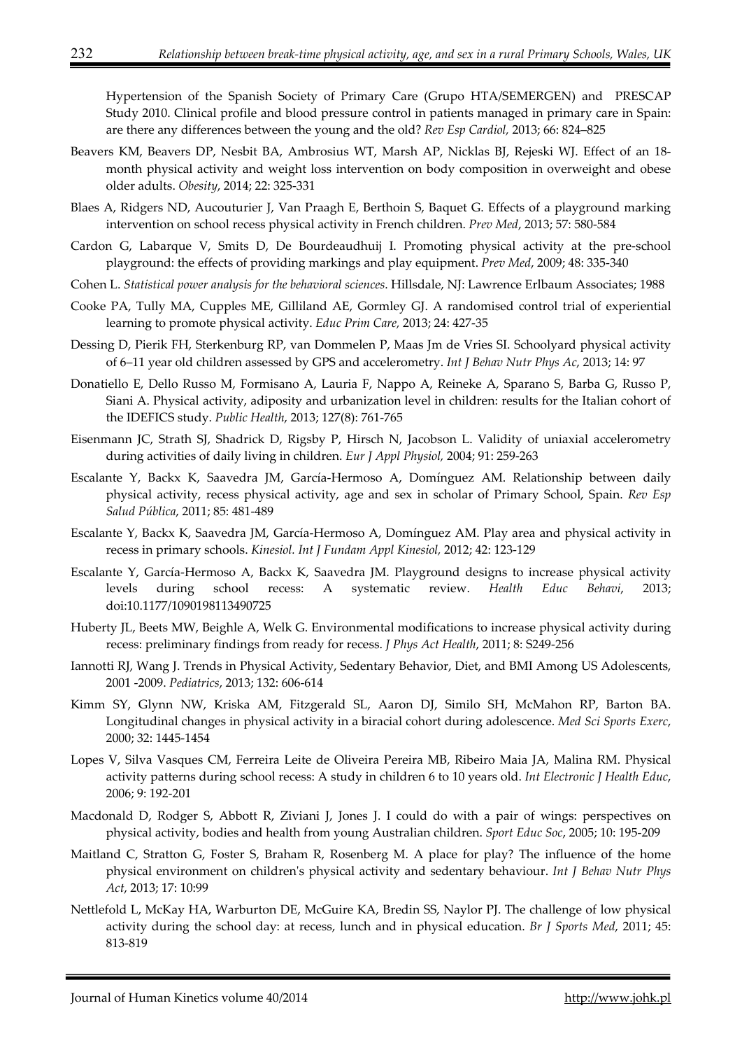Hypertension of the Spanish Society of Primary Care (Grupo HTA/SEMERGEN) and PRESCAP Study 2010. Clinical profile and blood pressure control in patients managed in primary care in Spain: are there any differences between the young and the old? *Rev Esp Cardiol,* 2013; 66: 824–825

Beavers KM, Beavers DP, Nesbit BA, Ambrosius WT, Marsh AP, Nicklas BJ, Rejeski WJ. Effect of an 18-month physical activity and weight loss intervention on body composition in overweight and obese older adults. *Obesity*, 2014; 22: 325-331

Blaes A, Ridgers ND, Aucouturier J, Van Praagh E, Berthoin S, Baquet G. Effects of a playground marking intervention on school recess physical activity in French children. *Prev Med*, 2013; 57: 580-584

Cardon G, Labarque V, Smits D, De Bourdeaudhuij I. Promoting physical activity at the pre-school playground: the effects of providing markings and play equipment. *Prev Med*, 2009; 48: 335-340

Cohen L. *Statistical power analysis for the behavioral sciences*. Hillsdale, NJ: Lawrence Erlbaum Associates; 1988

Cooke PA, Tully MA, Cupples ME, Gilliland AE, Gormley GJ. A randomised control trial of experiential learning to promote physical activity. *Educ Prim Care,* 2013; 24: 427-35

Dessing D, Pierik FH, Sterkenburg RP, van Dommelen P, Maas Jm de Vries SI. Schoolyard physical activity of 6–11 year old children assessed by GPS and accelerometry. *Int J Behav Nutr Phys Ac*, 2013; 14: 97

Donatiello E, Dello Russo M, Formisano A, Lauria F, Nappo A, Reineke A, Sparano S, Barba G, Russo P, Siani A. Physical activity, adiposity and urbanization level in children: results for the Italian cohort of the IDEFICS study. *Public Health*, 2013; 127(8): 761-765

Eisenmann JC, Strath SJ, Shadrick D, Rigsby P, Hirsch N, Jacobson L. Validity of uniaxial accelerometry during activities of daily living in children. *Eur J Appl Physiol,* 2004; 91: 259-263

Escalante Y, Backx K, Saavedra JM, García-Hermoso A, Domínguez AM. Relationship between daily physical activity, recess physical activity, age and sex in scholar of Primary School, Spain. *Rev Esp Salud Pública*, 2011; 85: 481-489

Escalante Y, Backx K, Saavedra JM, García-Hermoso A, Domínguez AM. Play area and physical activity in recess in primary schools. *Kinesiol. Int J Fundam Appl Kinesiol,* 2012; 42: 123-129

Escalante Y, García-Hermoso A, Backx K, Saavedra JM. Playground designs to increase physical activity levels during school recess: A systematic review. *Health Educ Behavi*, 2013; doi:10.1177/1090198113490725

Huberty JL, Beets MW, Beighle A, Welk G. Environmental modifications to increase physical activity during recess: preliminary findings from ready for recess. *J Phys Act Health*, 2011; 8: S249-256

Iannotti RJ, Wang J. Trends in Physical Activity, Sedentary Behavior, Diet, and BMI Among US Adolescents, 2001 -2009. *Pediatrics*, 2013; 132: 606-614

Kimm SY, Glynn NW, Kriska AM, Fitzgerald SL, Aaron DJ, Similo SH, McMahon RP, Barton BA. Longitudinal changes in physical activity in a biracial cohort during adolescence. *Med Sci Sports Exerc*, 2000; 32: 1445-1454

Lopes V, Silva Vasques CM, Ferreira Leite de Oliveira Pereira MB, Ribeiro Maia JA, Malina RM. Physical activity patterns during school recess: A study in children 6 to 10 years old. *Int Electronic J Health Educ*, 2006; 9: 192-201

Macdonald D, Rodger S, Abbott R, Ziviani J, Jones J. I could do with a pair of wings: perspectives on physical activity, bodies and health from young Australian children. *Sport Educ Soc*, 2005; 10: 195-209

Maitland C, Stratton G, Foster S, Braham R, Rosenberg M. A place for play? The influence of the home physical environment on children's physical activity and sedentary behaviour. *Int J Behav Nutr Phys Act*, 2013; 17: 10:99

Nettlefold L, McKay HA, Warburton DE, McGuire KA, Bredin SS, Naylor PJ. The challenge of low physical activity during the school day: at recess, lunch and in physical education. *Br J Sports Med*, 2011; 45: 813-819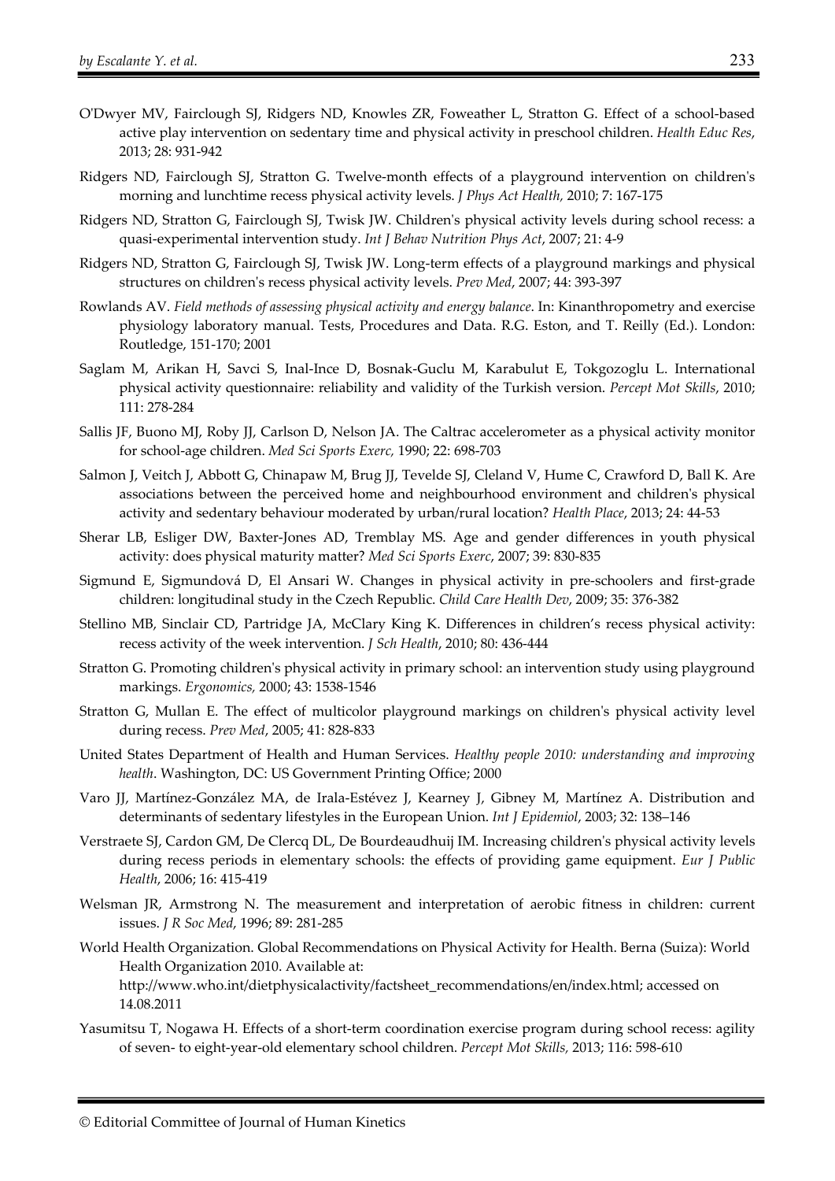O'Dwyer MV, Fairclough SJ, Ridgers ND, Knowles ZR, Foweather L, Stratton G. Effect of a school-based active play intervention on sedentary time and physical activity in preschool children. *Health Educ Res*, 2013; 28: 931-942

Ridgers ND, Fairclough SJ, Stratton G. Twelve-month effects of a playground intervention on children's morning and lunchtime recess physical activity levels. *J Phys Act Health,* 2010; 7: 167-175

Ridgers ND, Stratton G, Fairclough SJ, Twisk JW. Children's physical activity levels during school recess: a quasi-experimental intervention study. *Int J Behav Nutrition Phys Act*, 2007; 21: 4-9

Ridgers ND, Stratton G, Fairclough SJ, Twisk JW. Long-term effects of a playground markings and physical structures on children's recess physical activity levels. *Prev Med*, 2007; 44: 393-397

Rowlands AV. *Field methods of assessing physical activity and energy balance*. In: Kinanthropometry and exercise physiology laboratory manual. Tests, Procedures and Data. R.G. Eston, and T. Reilly (Ed.). London: Routledge, 151-170; 2001

Saglam M, Arikan H, Savci S, Inal-Ince D, Bosnak-Guclu M, Karabulut E, Tokgozoglu L. International physical activity questionnaire: reliability and validity of the Turkish version. *Percept Mot Skills*, 2010; 111: 278-284

Sallis JF, Buono MJ, Roby JJ, Carlson D, Nelson JA. The Caltrac accelerometer as a physical activity monitor for school-age children. *Med Sci Sports Exerc,* 1990; 22: 698-703

Salmon J, Veitch J, Abbott G, Chinapaw M, Brug JJ, Tevelde SJ, Cleland V, Hume C, Crawford D, Ball K. Are associations between the perceived home and neighbourhood environment and children's physical activity and sedentary behaviour moderated by urban/rural location? *Health Place*, 2013; 24: 44-53

Sherar LB, Esliger DW, Baxter-Jones AD, Tremblay MS. Age and gender differences in youth physical activity: does physical maturity matter? *Med Sci Sports Exerc*, 2007; 39: 830-835

Sigmund E, Sigmundová D, El Ansari W. Changes in physical activity in pre-schoolers and first-grade children: longitudinal study in the Czech Republic. *Child Care Health Dev*, 2009; 35: 376-382

Stellino MB, Sinclair CD, Partridge JA, McClary King K. Differences in children's recess physical activity: recess activity of the week intervention. *J Sch Health*, 2010; 80: 436-444

Stratton G. Promoting children's physical activity in primary school: an intervention study using playground markings. *Ergonomics,* 2000; 43: 1538-1546

Stratton G, Mullan E. The effect of multicolor playground markings on children's physical activity level during recess. *Prev Med*, 2005; 41: 828-833

United States Department of Health and Human Services. *Healthy people 2010: understanding and improving health*. Washington, DC: US Government Printing Office; 2000

Varo JJ, Martínez-González MA, de Irala-Estévez J, Kearney J, Gibney M, Martínez A. Distribution and determinants of sedentary lifestyles in the European Union. *Int J Epidemiol*, 2003; 32: 138–146

Verstraete SJ, Cardon GM, De Clercq DL, De Bourdeaudhuij IM. Increasing children's physical activity levels during recess periods in elementary schools: the effects of providing game equipment. *Eur J Public Health*, 2006; 16: 415-419

Welsman JR, Armstrong N. The measurement and interpretation of aerobic fitness in children: current issues. *J R Soc Med*, 1996; 89: 281-285

World Health Organization. Global Recommendations on Physical Activity for Health. Berna (Suiza): World Health Organization 2010. Available at: http://www.who.int/dietphysicalactivity/factsheet_recommendations/en/index.html; accessed on 14.08.2011

Yasumitsu T, Nogawa H. Effects of a short-term coordination exercise program during school recess: agility of seven- to eight-year-old elementary school children. *Percept Mot Skills,* 2013; 116: 598-610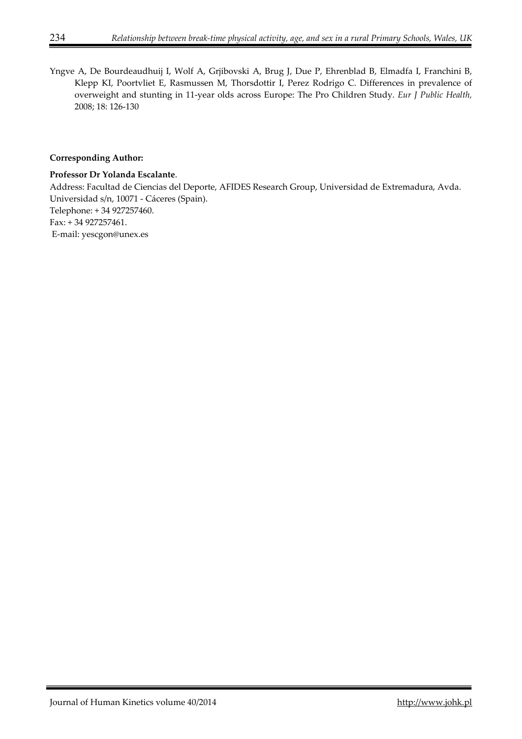Yngve A, De Bourdeaudhuij I, Wolf A, Grjibovski A, Brug J, Due P, Ehrenblad B, Elmadfa I, Franchini B, Klepp KI, Poortvliet E, Rasmussen M, Thorsdottir I, Perez Rodrigo C. Differences in prevalence of overweight and stunting in 11-year olds across Europe: The Pro Children Study. *Eur J Public Health,* 2008; 18: 126-130

**Corresponding Author:**

**Professor Dr Yolanda Escalante**.

Address: Facultad de Ciencias del Deporte, AFIDES Research Group, Universidad de Extremadura, Avda. Universidad s/n, 10071 - Cáceres (Spain).

Telephone: + 34 927257460.

Fax: + 34 927257461.

E-mail: yescgon@unex.es